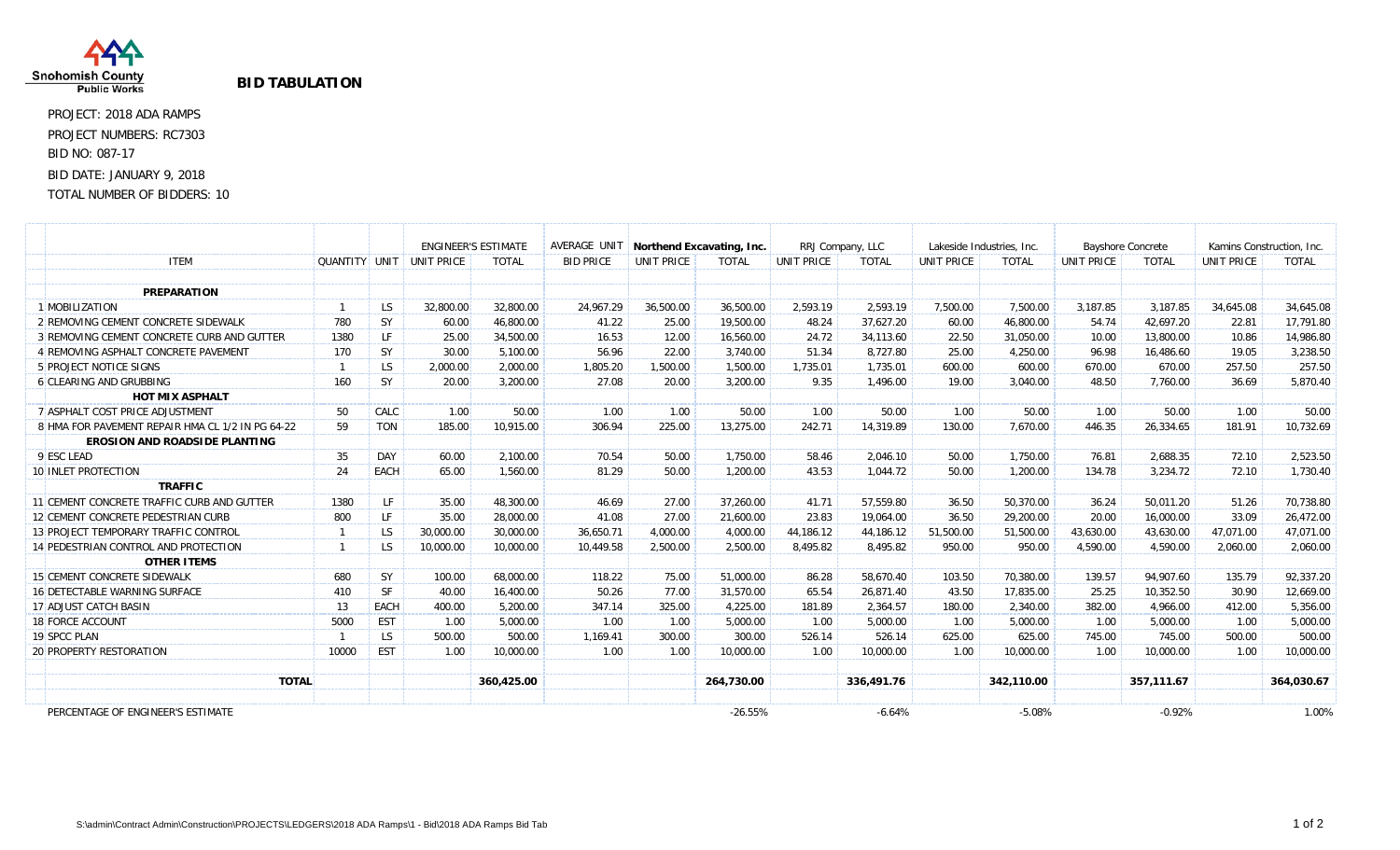Snohomish County Public Works

# BID TABULATION

PROJECT: 2018 ADA RAMPS

PROJECT NUMBERS: RC7303

BID NO: 087-17

BID DATE: JANUARY 9, 2018

TOTAL NUMBER OF BIDDERS: 10

| | ITEM | QUANTITY | UNIT | ENGINEER'S ESTIMATE | | AVERAGE UNIT | **Northend Excavating, Inc.** | | RRJ Company, LLC | | Lakeside Industries, Inc. | | Bayshore Concrete | | Kamins Construction, Inc. | |
|---|---|---|---|---|---|---|---|---|---|---|---|---|---|---|---|---|
| | | | | UNIT PRICE | TOTAL | BID PRICE | UNIT PRICE | TOTAL | UNIT PRICE | TOTAL | UNIT PRICE | TOTAL | UNIT PRICE | TOTAL | UNIT PRICE | TOTAL |
| | **PREPARATION** | | | | | | | | | | | | | | | |
| 1 | MOBILIZATION | 1 | LS | 32,800.00 | 32,800.00 | 24,967.29 | 36,500.00 | 36,500.00 | 2,593.19 | 2,593.19 | 7,500.00 | 7,500.00 | 3,187.85 | 3,187.85 | 34,645.08 | 34,645.08 |
| 2 | REMOVING CEMENT CONCRETE SIDEWALK | 780 | SY | 60.00 | 46,800.00 | 41.22 | 25.00 | 19,500.00 | 48.24 | 37,627.20 | 60.00 | 46,800.00 | 54.74 | 42,697.20 | 22.81 | 17,791.80 |
| 3 | REMOVING CEMENT CONCRETE CURB AND GUTTER | 1380 | LF | 25.00 | 34,500.00 | 16.53 | 12.00 | 16,560.00 | 24.72 | 34,113.60 | 22.50 | 31,050.00 | 10.00 | 13,800.00 | 10.86 | 14,986.80 |
| 4 | REMOVING ASPHALT CONCRETE PAVEMENT | 170 | SY | 30.00 | 5,100.00 | 56.96 | 22.00 | 3,740.00 | 51.34 | 8,727.80 | 25.00 | 4,250.00 | 96.98 | 16,486.60 | 19.05 | 3,238.50 |
| 5 | PROJECT NOTICE SIGNS | 1 | LS | 2,000.00 | 2,000.00 | 1,805.20 | 1,500.00 | 1,500.00 | 1,735.01 | 1,735.01 | 600.00 | 600.00 | 670.00 | 670.00 | 257.50 | 257.50 |
| 6 | CLEARING AND GRUBBING | 160 | SY | 20.00 | 3,200.00 | 27.08 | 20.00 | 3,200.00 | 9.35 | 1,496.00 | 19.00 | 3,040.00 | 48.50 | 7,760.00 | 36.69 | 5,870.40 |
| | **HOT MIX ASPHALT** | | | | | | | | | | | | | | | |
| 7 | ASPHALT COST PRICE ADJUSTMENT | 50 | CALC | 1.00 | 50.00 | 1.00 | 1.00 | 50.00 | 1.00 | 50.00 | 1.00 | 50.00 | 1.00 | 50.00 | 1.00 | 50.00 |
| 8 | HMA FOR PAVEMENT REPAIR HMA CL 1/2 IN PG 64-22 | 59 | TON | 185.00 | 10,915.00 | 306.94 | 225.00 | 13,275.00 | 242.71 | 14,319.89 | 130.00 | 7,670.00 | 446.35 | 26,334.65 | 181.91 | 10,732.69 |
| | **EROSION AND ROADSIDE PLANTING** | | | | | | | | | | | | | | | |
| 9 | ESC LEAD | 35 | DAY | 60.00 | 2,100.00 | 70.54 | 50.00 | 1,750.00 | 58.46 | 2,046.10 | 50.00 | 1,750.00 | 76.81 | 2,688.35 | 72.10 | 2,523.50 |
| 10 | INLET PROTECTION | 24 | EACH | 65.00 | 1,560.00 | 81.29 | 50.00 | 1,200.00 | 43.53 | 1,044.72 | 50.00 | 1,200.00 | 134.78 | 3,234.72 | 72.10 | 1,730.40 |
| | **TRAFFIC** | | | | | | | | | | | | | | | |
| 11 | CEMENT CONCRETE TRAFFIC CURB AND GUTTER | 1380 | LF | 35.00 | 48,300.00 | 46.69 | 27.00 | 37,260.00 | 41.71 | 57,559.80 | 36.50 | 50,370.00 | 36.24 | 50,011.20 | 51.26 | 70,738.80 |
| 12 | CEMENT CONCRETE PEDESTRIAN CURB | 800 | LF | 35.00 | 28,000.00 | 41.08 | 27.00 | 21,600.00 | 23.83 | 19,064.00 | 36.50 | 29,200.00 | 20.00 | 16,000.00 | 33.09 | 26,472.00 |
| 13 | PROJECT TEMPORARY TRAFFIC CONTROL | 1 | LS | 30,000.00 | 30,000.00 | 36,650.71 | 4,000.00 | 4,000.00 | 44,186.12 | 44,186.12 | 51,500.00 | 51,500.00 | 43,630.00 | 43,630.00 | 47,071.00 | 47,071.00 |
| 14 | PEDESTRIAN CONTROL AND PROTECTION | 1 | LS | 10,000.00 | 10,000.00 | 10,449.58 | 2,500.00 | 2,500.00 | 8,495.82 | 8,495.82 | 950.00 | 950.00 | 4,590.00 | 4,590.00 | 2,060.00 | 2,060.00 |
| | **OTHER ITEMS** | | | | | | | | | | | | | | | |
| 15 | CEMENT CONCRETE SIDEWALK | 680 | SY | 100.00 | 68,000.00 | 118.22 | 75.00 | 51,000.00 | 86.28 | 58,670.40 | 103.50 | 70,380.00 | 139.57 | 94,907.60 | 135.79 | 92,337.20 |
| 16 | DETECTABLE WARNING SURFACE | 410 | SF | 40.00 | 16,400.00 | 50.26 | 77.00 | 31,570.00 | 65.54 | 26,871.40 | 43.50 | 17,835.00 | 25.25 | 10,352.50 | 30.90 | 12,669.00 |
| 17 | ADJUST CATCH BASIN | 13 | EACH | 400.00 | 5,200.00 | 347.14 | 325.00 | 4,225.00 | 181.89 | 2,364.57 | 180.00 | 2,340.00 | 382.00 | 4,966.00 | 412.00 | 5,356.00 |
| 18 | FORCE ACCOUNT | 5000 | EST | 1.00 | 5,000.00 | 1.00 | 1.00 | 5,000.00 | 1.00 | 5,000.00 | 1.00 | 5,000.00 | 1.00 | 5,000.00 | 1.00 | 5,000.00 |
| 19 | SPCC PLAN | 1 | LS | 500.00 | 500.00 | 1,169.41 | 300.00 | 300.00 | 526.14 | 526.14 | 625.00 | 625.00 | 745.00 | 745.00 | 500.00 | 500.00 |
| 20 | PROPERTY RESTORATION | 10000 | EST | 1.00 | 10,000.00 | 1.00 | 1.00 | 10,000.00 | 1.00 | 10,000.00 | 1.00 | 10,000.00 | 1.00 | 10,000.00 | 1.00 | 10,000.00 |
| | **TOTAL** | | | | **360,425.00** | | | **264,730.00** | | **336,491.76** | | **342,110.00** | | **357,111.67** | | **364,030.67** |
| | PERCENTAGE OF ENGINEER'S ESTIMATE | | | | | | | -26.55% | | -6.64% | | -5.08% | | -0.92% | | 1.00% |

S:\admin\Contract Admin\Construction\PROJECTS\LEDGERS\2018 ADA Ramps\1 - Bid\2018 ADA Ramps Bid Tab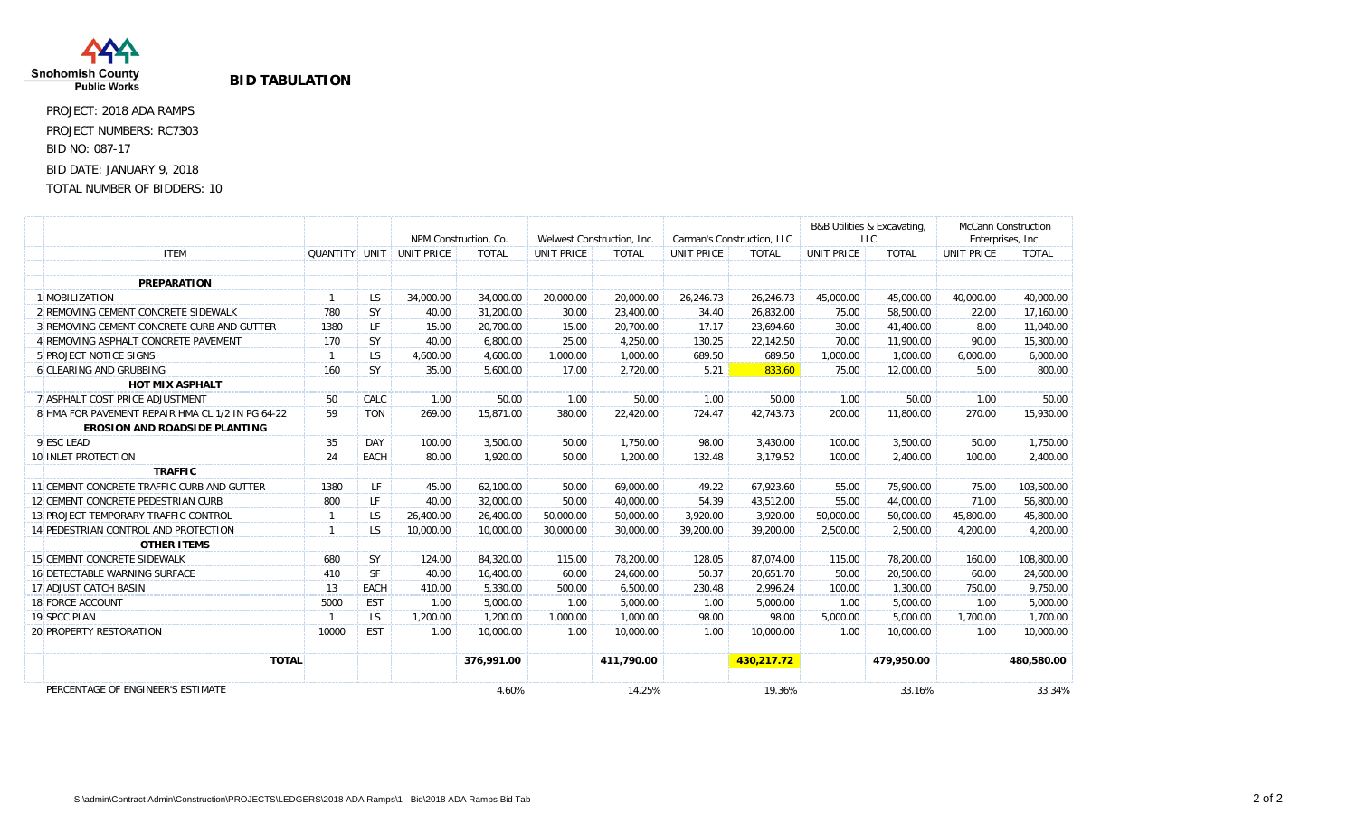Snohomish County Public Works

# BID TABULATION

PROJECT: 2018 ADA RAMPS

PROJECT NUMBERS: RC7303

BID NO: 087-17

BID DATE: JANUARY 9, 2018

TOTAL NUMBER OF BIDDERS: 10

| | | | | NPM Construction, Co. | | Welwest Construction, Inc. | | Carman's Construction, LLC | | B&B Utilities & Excavating, LLC | | McCann Construction Enterprises, Inc. | |
|---|---|---|---|---|---|---|---|---|---|---|---|---|---|
| | ITEM | QUANTITY | UNIT | UNIT PRICE | TOTAL | UNIT PRICE | TOTAL | UNIT PRICE | TOTAL | UNIT PRICE | TOTAL | UNIT PRICE | TOTAL |
| | **PREPARATION** | | | | | | | | | | | | |
| 1 | MOBILIZATION | 1 | LS | 34,000.00 | 34,000.00 | 20,000.00 | 20,000.00 | 26,246.73 | 26,246.73 | 45,000.00 | 45,000.00 | 40,000.00 | 40,000.00 |
| 2 | REMOVING CEMENT CONCRETE SIDEWALK | 780 | SY | 40.00 | 31,200.00 | 30.00 | 23,400.00 | 34.40 | 26,832.00 | 75.00 | 58,500.00 | 22.00 | 17,160.00 |
| 3 | REMOVING CEMENT CONCRETE CURB AND GUTTER | 1380 | LF | 15.00 | 20,700.00 | 15.00 | 20,700.00 | 17.17 | 23,694.60 | 30.00 | 41,400.00 | 8.00 | 11,040.00 |
| 4 | REMOVING ASPHALT CONCRETE PAVEMENT | 170 | SY | 40.00 | 6,800.00 | 25.00 | 4,250.00 | 130.25 | 22,142.50 | 70.00 | 11,900.00 | 90.00 | 15,300.00 |
| 5 | PROJECT NOTICE SIGNS | 1 | LS | 4,600.00 | 4,600.00 | 1,000.00 | 1,000.00 | 689.50 | 689.50 | 1,000.00 | 1,000.00 | 6,000.00 | 6,000.00 |
| 6 | CLEARING AND GRUBBING | 160 | SY | 35.00 | 5,600.00 | 17.00 | 2,720.00 | 5.21 | 833.60 | 75.00 | 12,000.00 | 5.00 | 800.00 |
| | **HOT MIX ASPHALT** | | | | | | | | | | | | |
| 7 | ASPHALT COST PRICE ADJUSTMENT | 50 | CALC | 1.00 | 50.00 | 1.00 | 50.00 | 1.00 | 50.00 | 1.00 | 50.00 | 1.00 | 50.00 |
| 8 | HMA FOR PAVEMENT REPAIR HMA CL 1/2 IN PG 64-22 | 59 | TON | 269.00 | 15,871.00 | 380.00 | 22,420.00 | 724.47 | 42,743.73 | 200.00 | 11,800.00 | 270.00 | 15,930.00 |
| | **EROSION AND ROADSIDE PLANTING** | | | | | | | | | | | | |
| 9 | ESC LEAD | 35 | DAY | 100.00 | 3,500.00 | 50.00 | 1,750.00 | 98.00 | 3,430.00 | 100.00 | 3,500.00 | 50.00 | 1,750.00 |
| 10 | INLET PROTECTION | 24 | EACH | 80.00 | 1,920.00 | 50.00 | 1,200.00 | 132.48 | 3,179.52 | 100.00 | 2,400.00 | 100.00 | 2,400.00 |
| | **TRAFFIC** | | | | | | | | | | | | |
| 11 | CEMENT CONCRETE TRAFFIC CURB AND GUTTER | 1380 | LF | 45.00 | 62,100.00 | 50.00 | 69,000.00 | 49.22 | 67,923.60 | 55.00 | 75,900.00 | 75.00 | 103,500.00 |
| 12 | CEMENT CONCRETE PEDESTRIAN CURB | 800 | LF | 40.00 | 32,000.00 | 50.00 | 40,000.00 | 54.39 | 43,512.00 | 55.00 | 44,000.00 | 71.00 | 56,800.00 |
| 13 | PROJECT TEMPORARY TRAFFIC CONTROL | 1 | LS | 26,400.00 | 26,400.00 | 50,000.00 | 50,000.00 | 3,920.00 | 3,920.00 | 50,000.00 | 50,000.00 | 45,800.00 | 45,800.00 |
| 14 | PEDESTRIAN CONTROL AND PROTECTION | 1 | LS | 10,000.00 | 10,000.00 | 30,000.00 | 30,000.00 | 39,200.00 | 39,200.00 | 2,500.00 | 2,500.00 | 4,200.00 | 4,200.00 |
| | **OTHER ITEMS** | | | | | | | | | | | | |
| 15 | CEMENT CONCRETE SIDEWALK | 680 | SY | 124.00 | 84,320.00 | 115.00 | 78,200.00 | 128.05 | 87,074.00 | 115.00 | 78,200.00 | 160.00 | 108,800.00 |
| 16 | DETECTABLE WARNING SURFACE | 410 | SF | 40.00 | 16,400.00 | 60.00 | 24,600.00 | 50.37 | 20,651.70 | 50.00 | 20,500.00 | 60.00 | 24,600.00 |
| 17 | ADJUST CATCH BASIN | 13 | EACH | 410.00 | 5,330.00 | 500.00 | 6,500.00 | 230.48 | 2,996.24 | 100.00 | 1,300.00 | 750.00 | 9,750.00 |
| 18 | FORCE ACCOUNT | 5000 | EST | 1.00 | 5,000.00 | 1.00 | 5,000.00 | 1.00 | 5,000.00 | 1.00 | 5,000.00 | 1.00 | 5,000.00 |
| 19 | SPCC PLAN | 1 | LS | 1,200.00 | 1,200.00 | 1,000.00 | 1,000.00 | 98.00 | 98.00 | 5,000.00 | 5,000.00 | 1,700.00 | 1,700.00 |
| 20 | PROPERTY RESTORATION | 10000 | EST | 1.00 | 10,000.00 | 1.00 | 10,000.00 | 1.00 | 10,000.00 | 1.00 | 10,000.00 | 1.00 | 10,000.00 |
| | **TOTAL** | | | | **376,991.00** | | **411,790.00** | | **430,217.72** | | **479,950.00** | | **480,580.00** |
| | PERCENTAGE OF ENGINEER'S ESTIMATE | | | | 4.60% | | 14.25% | | 19.36% | | 33.16% | | 33.34% |

S:\admin\Contract Admin\Construction\PROJECTS\LEDGERS\2018 ADA Ramps\1 - Bid\2018 ADA Ramps Bid Tab